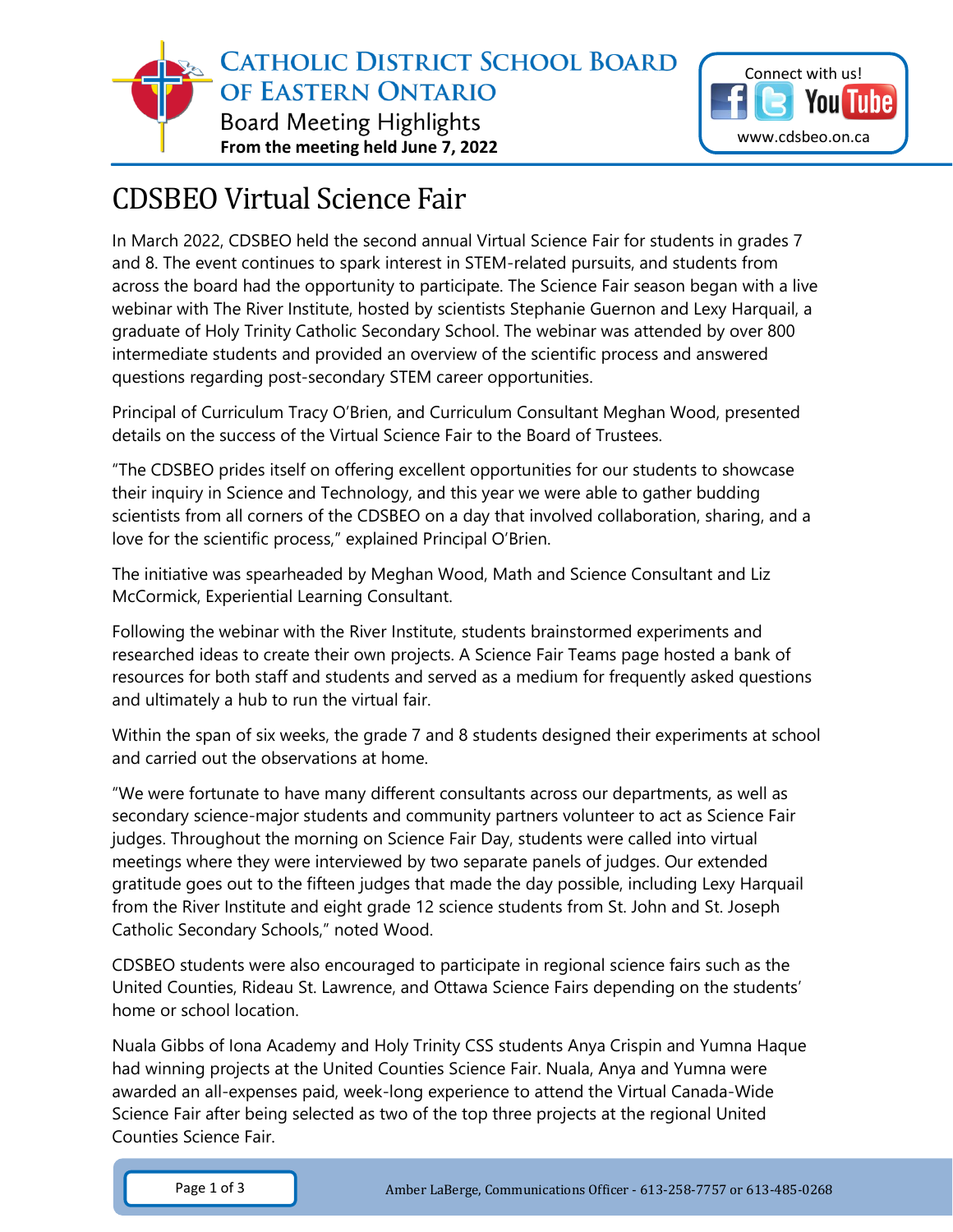# Catholic District School Board of Eastern Ontario

Board Meeting Highlights

**From the meeting held June 7, 2022**

Connect with us!

www.cdsbeo.on.ca

## CDSBEO Virtual Science Fair

In March 2022, CDSBEO held the second annual Virtual Science Fair for students in grades 7 and 8. The event continues to spark interest in STEM-related pursuits, and students from across the board had the opportunity to participate. The Science Fair season began with a live webinar with The River Institute, hosted by scientists Stephanie Guernon and Lexy Harquail, a graduate of Holy Trinity Catholic Secondary School. The webinar was attended by over 800 intermediate students and provided an overview of the scientific process and answered questions regarding post-secondary STEM career opportunities.

Principal of Curriculum Tracy O'Brien, and Curriculum Consultant Meghan Wood, presented details on the success of the Virtual Science Fair to the Board of Trustees.

"The CDSBEO prides itself on offering excellent opportunities for our students to showcase their inquiry in Science and Technology, and this year we were able to gather budding scientists from all corners of the CDSBEO on a day that involved collaboration, sharing, and a love for the scientific process," explained Principal O'Brien.

The initiative was spearheaded by Meghan Wood, Math and Science Consultant and Liz McCormick, Experiential Learning Consultant.

Following the webinar with the River Institute, students brainstormed experiments and researched ideas to create their own projects. A Science Fair Teams page hosted a bank of resources for both staff and students and served as a medium for frequently asked questions and ultimately a hub to run the virtual fair.

Within the span of six weeks, the grade 7 and 8 students designed their experiments at school and carried out the observations at home.

"We were fortunate to have many different consultants across our departments, as well as secondary science-major students and community partners volunteer to act as Science Fair judges. Throughout the morning on Science Fair Day, students were called into virtual meetings where they were interviewed by two separate panels of judges. Our extended gratitude goes out to the fifteen judges that made the day possible, including Lexy Harquail from the River Institute and eight grade 12 science students from St. John and St. Joseph Catholic Secondary Schools," noted Wood.

CDSBEO students were also encouraged to participate in regional science fairs such as the United Counties, Rideau St. Lawrence, and Ottawa Science Fairs depending on the students' home or school location.

Nuala Gibbs of Iona Academy and Holy Trinity CSS students Anya Crispin and Yumna Haque had winning projects at the United Counties Science Fair. Nuala, Anya and Yumna were awarded an all-expenses paid, week-long experience to attend the Virtual Canada-Wide Science Fair after being selected as two of the top three projects at the regional United Counties Science Fair.

Amber LaBerge, Communications Officer - 613-258-7757 or 613-485-0268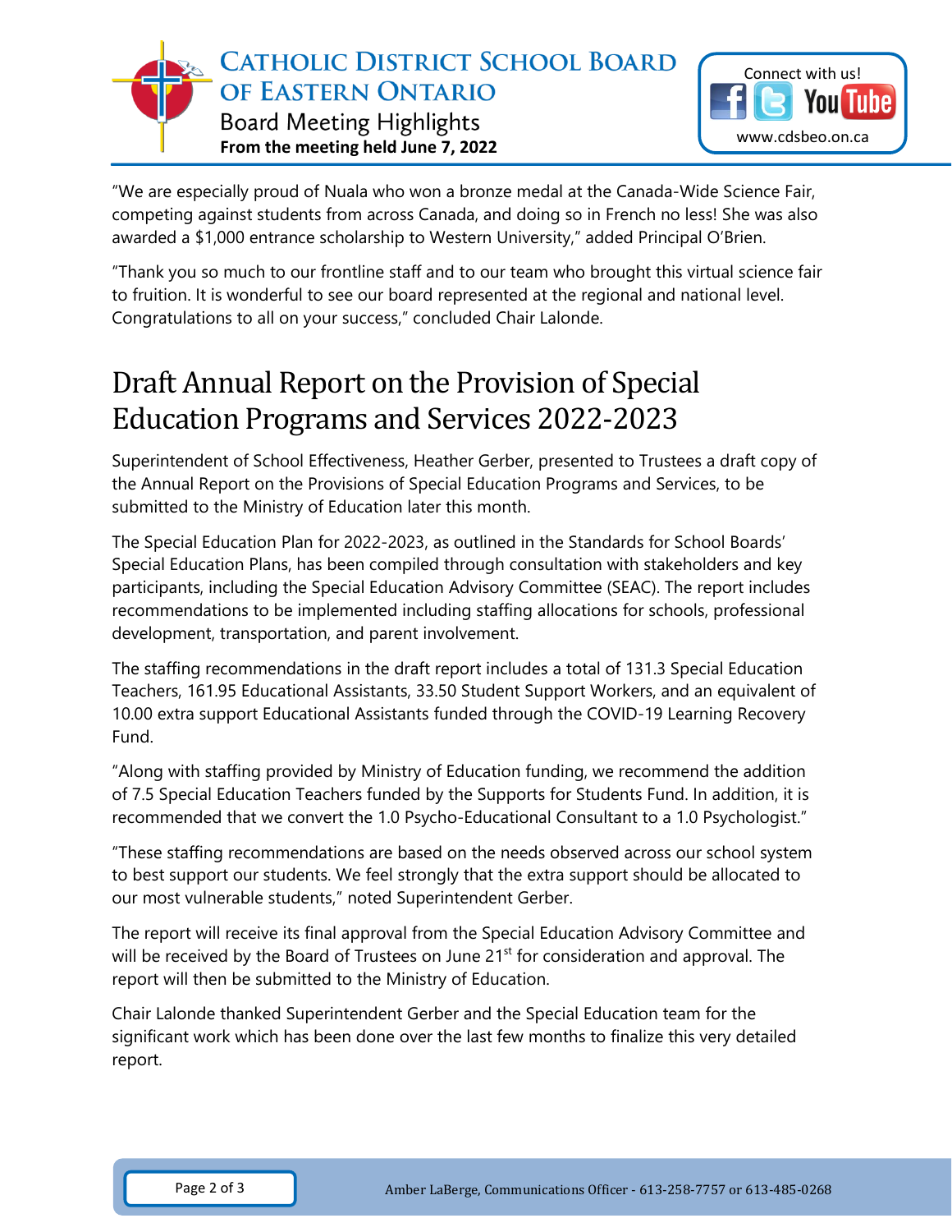"We are especially proud of Nuala who won a bronze medal at the Canada-Wide Science Fair, competing against students from across Canada, and doing so in French no less! She was also awarded a $1,000 entrance scholarship to Western University," added Principal O'Brien.

"Thank you so much to our frontline staff and to our team who brought this virtual science fair to fruition. It is wonderful to see our board represented at the regional and national level. Congratulations to all on your success," concluded Chair Lalonde.

# Draft Annual Report on the Provision of Special Education Programs and Services 2022-2023

Superintendent of School Effectiveness, Heather Gerber, presented to Trustees a draft copy of the Annual Report on the Provisions of Special Education Programs and Services, to be submitted to the Ministry of Education later this month.

The Special Education Plan for 2022-2023, as outlined in the Standards for School Boards' Special Education Plans, has been compiled through consultation with stakeholders and key participants, including the Special Education Advisory Committee (SEAC). The report includes recommendations to be implemented including staffing allocations for schools, professional development, transportation, and parent involvement.

The staffing recommendations in the draft report includes a total of 131.3 Special Education Teachers, 161.95 Educational Assistants, 33.50 Student Support Workers, and an equivalent of 10.00 extra support Educational Assistants funded through the COVID-19 Learning Recovery Fund.

"Along with staffing provided by Ministry of Education funding, we recommend the addition of 7.5 Special Education Teachers funded by the Supports for Students Fund. In addition, it is recommended that we convert the 1.0 Psycho-Educational Consultant to a 1.0 Psychologist."

"These staffing recommendations are based on the needs observed across our school system to best support our students. We feel strongly that the extra support should be allocated to our most vulnerable students," noted Superintendent Gerber.

The report will receive its final approval from the Special Education Advisory Committee and will be received by the Board of Trustees on June 21st for consideration and approval. The report will then be submitted to the Ministry of Education.

Chair Lalonde thanked Superintendent Gerber and the Special Education team for the significant work which has been done over the last few months to finalize this very detailed report.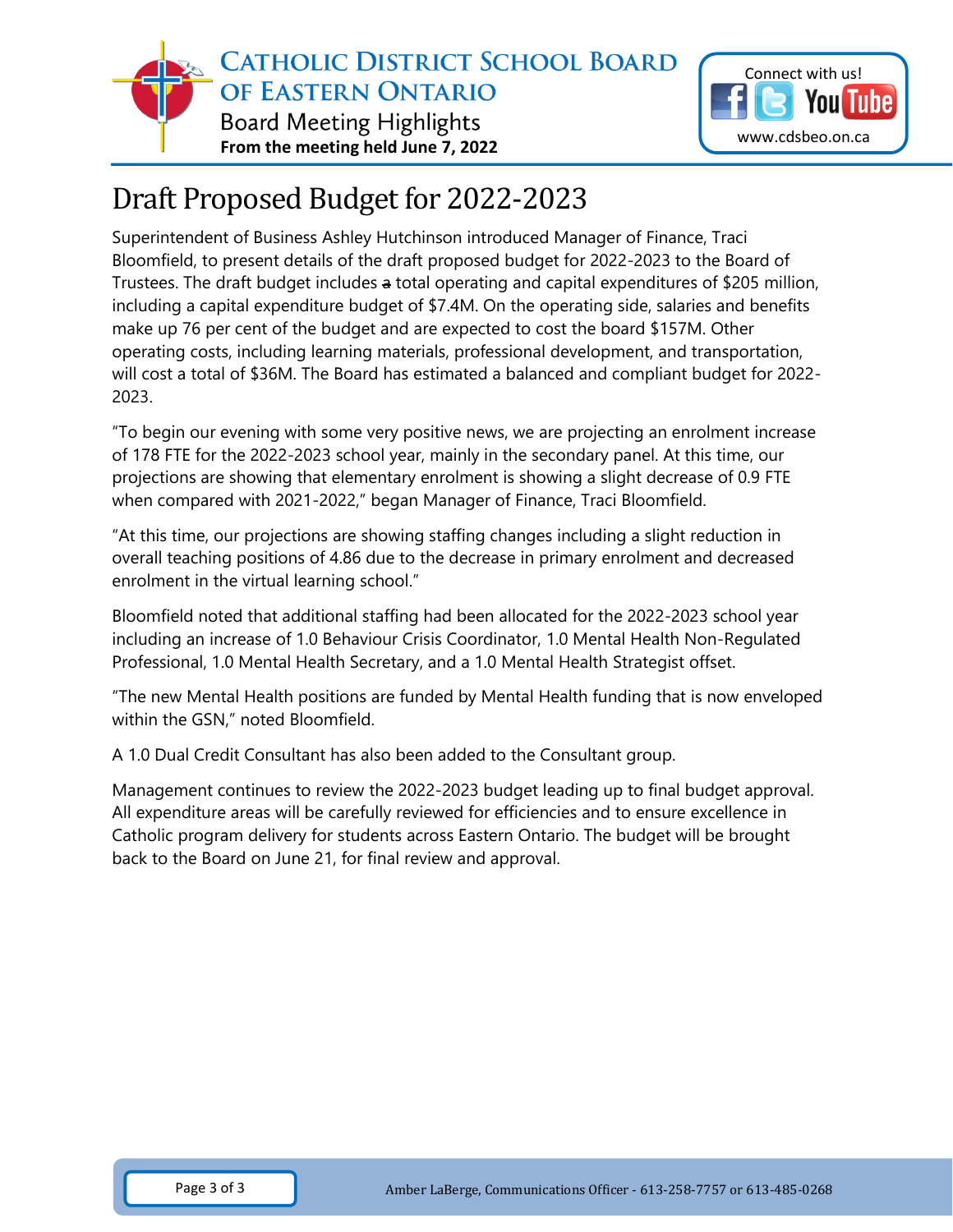# Draft Proposed Budget for 2022-2023

Superintendent of Business Ashley Hutchinson introduced Manager of Finance, Traci Bloomfield, to present details of the draft proposed budget for 2022-2023 to the Board of Trustees. The draft budget includes a total operating and capital expenditures of $205 million, including a capital expenditure budget of $7.4M. On the operating side, salaries and benefits make up 76 per cent of the budget and are expected to cost the board $157M. Other operating costs, including learning materials, professional development, and transportation, will cost a total of $36M. The Board has estimated a balanced and compliant budget for 2022-2023.

"To begin our evening with some very positive news, we are projecting an enrolment increase of 178 FTE for the 2022-2023 school year, mainly in the secondary panel. At this time, our projections are showing that elementary enrolment is showing a slight decrease of 0.9 FTE when compared with 2021-2022," began Manager of Finance, Traci Bloomfield.

"At this time, our projections are showing staffing changes including a slight reduction in overall teaching positions of 4.86 due to the decrease in primary enrolment and decreased enrolment in the virtual learning school."

Bloomfield noted that additional staffing had been allocated for the 2022-2023 school year including an increase of 1.0 Behaviour Crisis Coordinator, 1.0 Mental Health Non-Regulated Professional, 1.0 Mental Health Secretary, and a 1.0 Mental Health Strategist offset.

"The new Mental Health positions are funded by Mental Health funding that is now enveloped within the GSN," noted Bloomfield.

A 1.0 Dual Credit Consultant has also been added to the Consultant group.

Management continues to review the 2022-2023 budget leading up to final budget approval. All expenditure areas will be carefully reviewed for efficiencies and to ensure excellence in Catholic program delivery for students across Eastern Ontario. The budget will be brought back to the Board on June 21, for final review and approval.